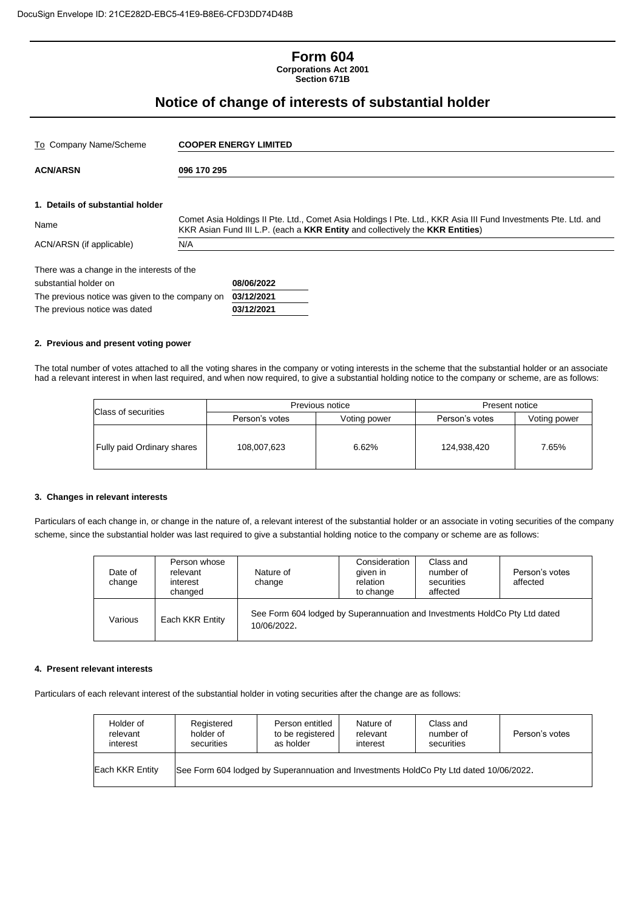DocuSign Envelope ID: 21CE282D-EBC5-41E9-B8E6-CFD3DD74D48B

# Form 604

**Corporations Act 2001**
**Section 671B**

## Notice of change of interests of substantial holder

| To Company Name/Scheme | **COOPER ENERGY LIMITED** |
|---|---|
| **ACN/ARSN** | **096 170 295** |

### 1. Details of substantial holder

| Name | Comet Asia Holdings II Pte. Ltd., Comet Asia Holdings I Pte. Ltd., KKR Asia III Fund Investments Pte. Ltd. and KKR Asian Fund III L.P. (each a **KKR Entity** and collectively the **KKR Entities**) |
|---|---|
| ACN/ARSN (if applicable) | N/A |

| | |
|---|---|
| There was a change in the interests of the substantial holder on | **08/06/2022** |
| The previous notice was given to the company on | **03/12/2021** |
| The previous notice was dated | **03/12/2021** |

### 2. Previous and present voting power

The total number of votes attached to all the voting shares in the company or voting interests in the scheme that the substantial holder or an associate had a relevant interest in when last required, and when now required, to give a substantial holding notice to the company or scheme, are as follows:

| Class of securities | Previous notice | | Present notice | |
|---|---|---|---|---|
| | Person's votes | Voting power | Person's votes | Voting power |
| Fully paid Ordinary shares | 108,007,623 | 6.62% | 124,938,420 | 7.65% |

### 3. Changes in relevant interests

Particulars of each change in, or change in the nature of, a relevant interest of the substantial holder or an associate in voting securities of the company scheme, since the substantial holder was last required to give a substantial holding notice to the company or scheme are as follows:

| Date of change | Person whose relevant interest changed | Nature of change | Consideration given in relation to change | Class and number of securities affected | Person's votes affected |
|---|---|---|---|---|---|
| Various | Each KKR Entity | See Form 604 lodged by Superannuation and Investments HoldCo Pty Ltd dated 10/06/2022. | | | |

### 4. Present relevant interests

Particulars of each relevant interest of the substantial holder in voting securities after the change are as follows:

| Holder of relevant interest | Registered holder of securities | Person entitled to be registered as holder | Nature of relevant interest | Class and number of securities | Person's votes |
|---|---|---|---|---|---|
| Each KKR Entity | See Form 604 lodged by Superannuation and Investments HoldCo Pty Ltd dated 10/06/2022. | | | | |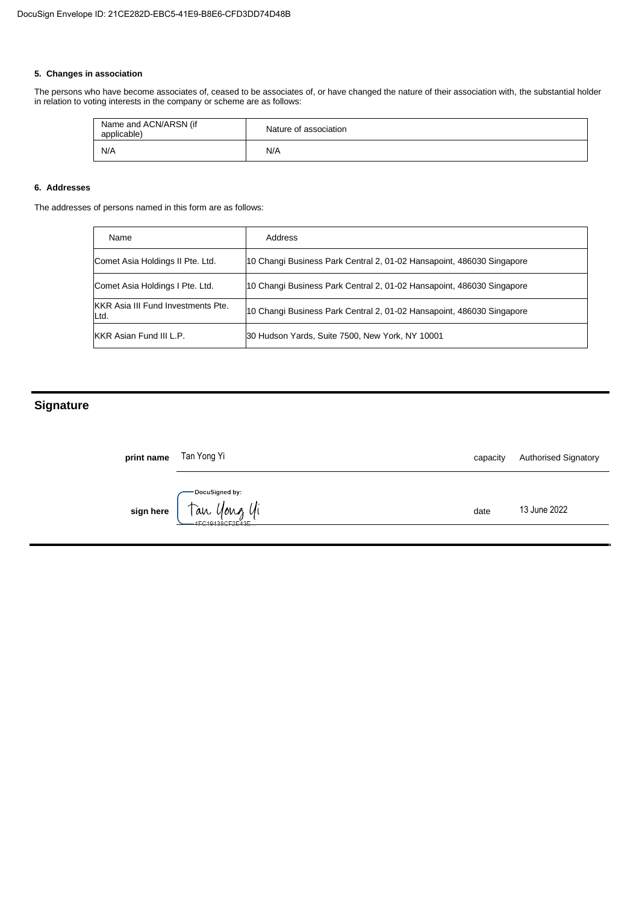DocuSign Envelope ID: 21CE282D-EBC5-41E9-B8E6-CFD3DD74D48B

### 5. Changes in association

The persons who have become associates of, ceased to be associates of, or have changed the nature of their association with, the substantial holder in relation to voting interests in the company or scheme are as follows:

| Name and ACN/ARSN (if applicable) | Nature of association |
|---|---|
| N/A | N/A |

### 6. Addresses

The addresses of persons named in this form are as follows:

| Name | Address |
|---|---|
| Comet Asia Holdings II Pte. Ltd. | 10 Changi Business Park Central 2, 01-02 Hansapoint, 486030 Singapore |
| Comet Asia Holdings I Pte. Ltd. | 10 Changi Business Park Central 2, 01-02 Hansapoint, 486030 Singapore |
| KKR Asia III Fund Investments Pte. Ltd. | 10 Changi Business Park Central 2, 01-02 Hansapoint, 486030 Singapore |
| KKR Asian Fund III L.P. | 30 Hudson Yards, Suite 7500, New York, NY 10001 |

## Signature

**print name** Tan Yong Yi capacity Authorised Signatory

**sign here** DocuSigned by: Tan Yong Yi 4FC19138CF2E43E... date 13 June 2022